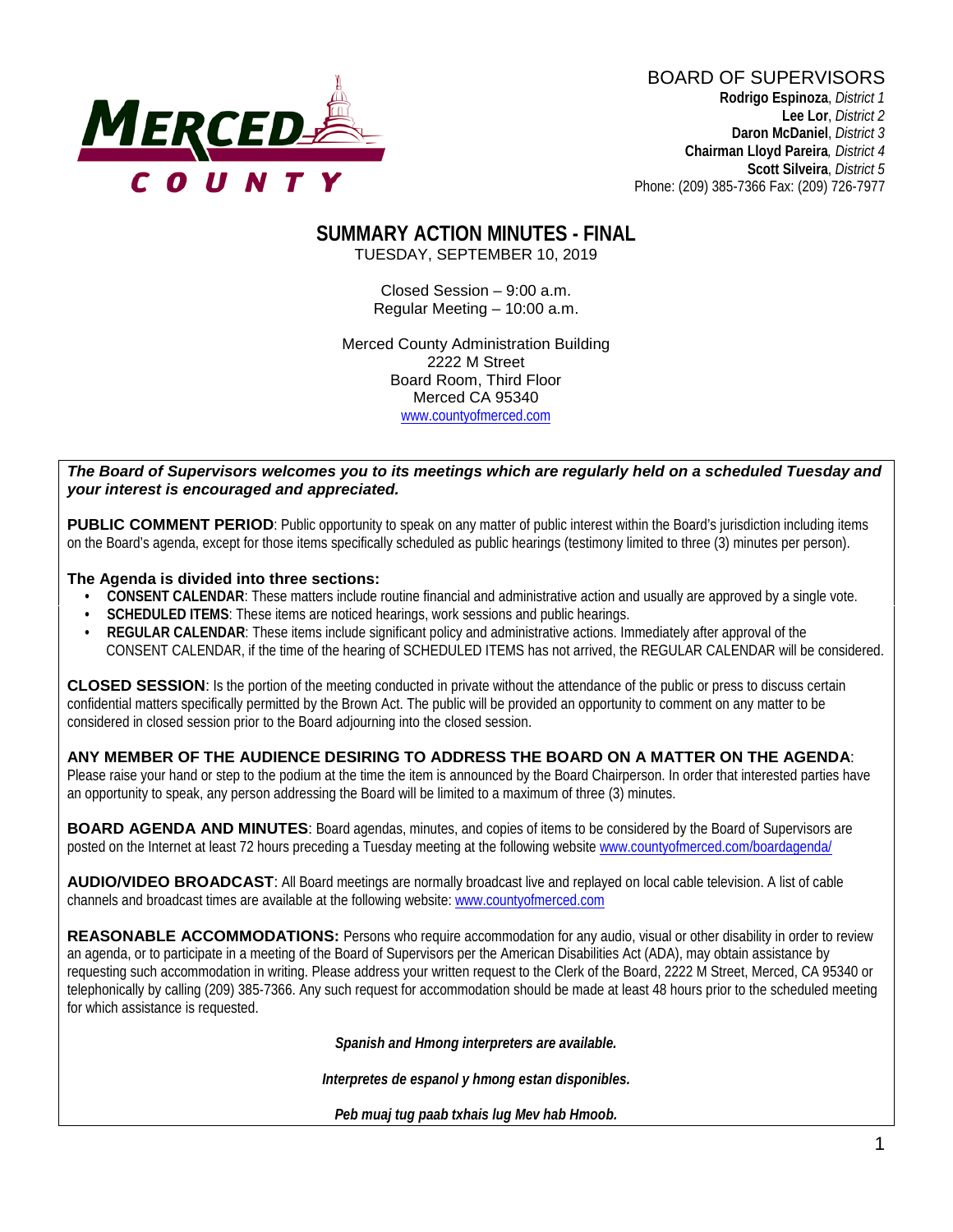MERCED COUNTY

BOARD OF SUPERVISORS
**Rodrigo Espinoza**, *District 1*
**Lee Lor**, *District 2*
**Daron McDaniel**, *District 3*
**Chairman Lloyd Pareira**, *District 4*
**Scott Silveira**, *District 5*
Phone: (209) 385-7366 Fax: (209) 726-7977

# SUMMARY ACTION MINUTES - FINAL

TUESDAY, SEPTEMBER 10, 2019

Closed Session – 9:00 a.m.
Regular Meeting – 10:00 a.m.

Merced County Administration Building
2222 M Street
Board Room, Third Floor
Merced CA 95340
www.countyofmerced.com

***The Board of Supervisors welcomes you to its meetings which are regularly held on a scheduled Tuesday and your interest is encouraged and appreciated.***

**PUBLIC COMMENT PERIOD**: Public opportunity to speak on any matter of public interest within the Board's jurisdiction including items on the Board's agenda, except for those items specifically scheduled as public hearings (testimony limited to three (3) minutes per person).

**The Agenda is divided into three sections:**

- **CONSENT CALENDAR**: These matters include routine financial and administrative action and usually are approved by a single vote.
- **SCHEDULED ITEMS**: These items are noticed hearings, work sessions and public hearings.
- **REGULAR CALENDAR**: These items include significant policy and administrative actions. Immediately after approval of the CONSENT CALENDAR, if the time of the hearing of SCHEDULED ITEMS has not arrived, the REGULAR CALENDAR will be considered.

**CLOSED SESSION**: Is the portion of the meeting conducted in private without the attendance of the public or press to discuss certain confidential matters specifically permitted by the Brown Act. The public will be provided an opportunity to comment on any matter to be considered in closed session prior to the Board adjourning into the closed session.

**ANY MEMBER OF THE AUDIENCE DESIRING TO ADDRESS THE BOARD ON A MATTER ON THE AGENDA**: Please raise your hand or step to the podium at the time the item is announced by the Board Chairperson. In order that interested parties have an opportunity to speak, any person addressing the Board will be limited to a maximum of three (3) minutes.

**BOARD AGENDA AND MINUTES**: Board agendas, minutes, and copies of items to be considered by the Board of Supervisors are posted on the Internet at least 72 hours preceding a Tuesday meeting at the following website www.countyofmerced.com/boardagenda/

**AUDIO/VIDEO BROADCAST**: All Board meetings are normally broadcast live and replayed on local cable television. A list of cable channels and broadcast times are available at the following website: www.countyofmerced.com

**REASONABLE ACCOMMODATIONS:** Persons who require accommodation for any audio, visual or other disability in order to review an agenda, or to participate in a meeting of the Board of Supervisors per the American Disabilities Act (ADA), may obtain assistance by requesting such accommodation in writing. Please address your written request to the Clerk of the Board, 2222 M Street, Merced, CA 95340 or telephonically by calling (209) 385-7366. Any such request for accommodation should be made at least 48 hours prior to the scheduled meeting for which assistance is requested.

***Spanish and Hmong interpreters are available.***

***Interpretes de espanol y hmong estan disponibles.***

***Peb muaj tug paab txhais lug Mev hab Hmoob.***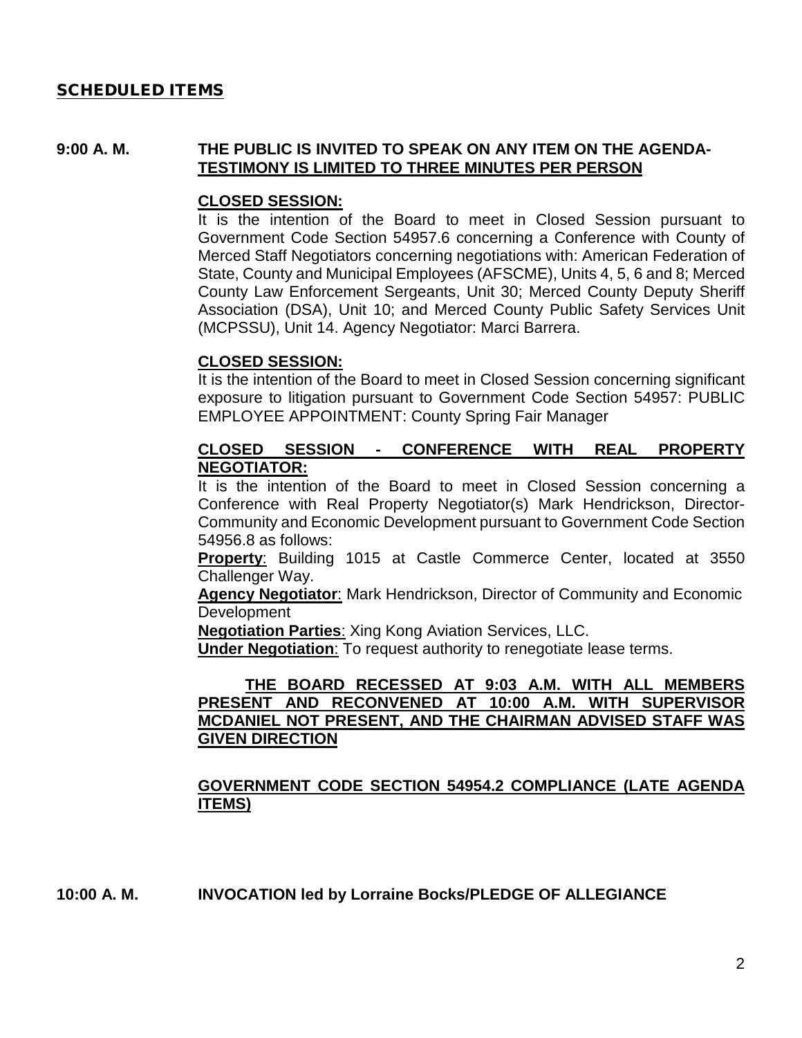## SCHEDULED ITEMS

**9:00 A. M. THE PUBLIC IS INVITED TO SPEAK ON ANY ITEM ON THE AGENDA-TESTIMONY IS LIMITED TO THREE MINUTES PER PERSON**

**CLOSED SESSION:**

It is the intention of the Board to meet in Closed Session pursuant to Government Code Section 54957.6 concerning a Conference with County of Merced Staff Negotiators concerning negotiations with: American Federation of State, County and Municipal Employees (AFSCME), Units 4, 5, 6 and 8; Merced County Law Enforcement Sergeants, Unit 30; Merced County Deputy Sheriff Association (DSA), Unit 10; and Merced County Public Safety Services Unit (MCPSSU), Unit 14. Agency Negotiator: Marci Barrera.

**CLOSED SESSION:**

It is the intention of the Board to meet in Closed Session concerning significant exposure to litigation pursuant to Government Code Section 54957: PUBLIC EMPLOYEE APPOINTMENT: County Spring Fair Manager

**CLOSED SESSION - CONFERENCE WITH REAL PROPERTY NEGOTIATOR:**

It is the intention of the Board to meet in Closed Session concerning a Conference with Real Property Negotiator(s) Mark Hendrickson, Director-Community and Economic Development pursuant to Government Code Section 54956.8 as follows:

**Property**: Building 1015 at Castle Commerce Center, located at 3550 Challenger Way.

**Agency Negotiator**: Mark Hendrickson, Director of Community and Economic Development

**Negotiation Parties**: Xing Kong Aviation Services, LLC.

**Under Negotiation**: To request authority to renegotiate lease terms.

**THE BOARD RECESSED AT 9:03 A.M. WITH ALL MEMBERS PRESENT AND RECONVENED AT 10:00 A.M. WITH SUPERVISOR MCDANIEL NOT PRESENT, AND THE CHAIRMAN ADVISED STAFF WAS GIVEN DIRECTION**

**GOVERNMENT CODE SECTION 54954.2 COMPLIANCE (LATE AGENDA ITEMS)**

**10:00 A. M. INVOCATION led by Lorraine Bocks/PLEDGE OF ALLEGIANCE**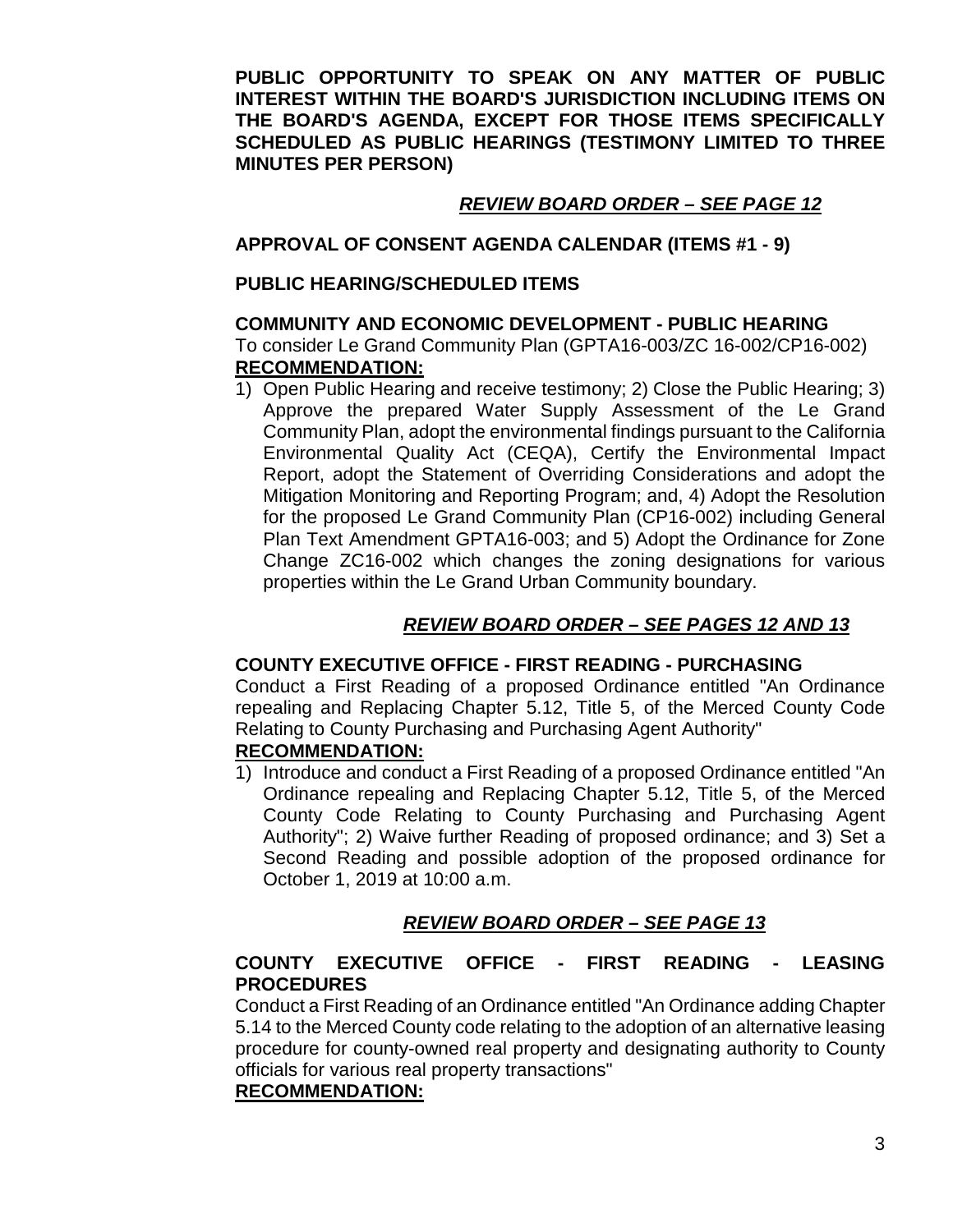**PUBLIC OPPORTUNITY TO SPEAK ON ANY MATTER OF PUBLIC INTEREST WITHIN THE BOARD'S JURISDICTION INCLUDING ITEMS ON THE BOARD'S AGENDA, EXCEPT FOR THOSE ITEMS SPECIFICALLY SCHEDULED AS PUBLIC HEARINGS (TESTIMONY LIMITED TO THREE MINUTES PER PERSON)**

***REVIEW BOARD ORDER – SEE PAGE 12***

**APPROVAL OF CONSENT AGENDA CALENDAR (ITEMS #1 - 9)**

**PUBLIC HEARING/SCHEDULED ITEMS**

**COMMUNITY AND ECONOMIC DEVELOPMENT - PUBLIC HEARING**

To consider Le Grand Community Plan (GPTA16-003/ZC 16-002/CP16-002)

**RECOMMENDATION:**

1) Open Public Hearing and receive testimony; 2) Close the Public Hearing; 3) Approve the prepared Water Supply Assessment of the Le Grand Community Plan, adopt the environmental findings pursuant to the California Environmental Quality Act (CEQA), Certify the Environmental Impact Report, adopt the Statement of Overriding Considerations and adopt the Mitigation Monitoring and Reporting Program; and, 4) Adopt the Resolution for the proposed Le Grand Community Plan (CP16-002) including General Plan Text Amendment GPTA16-003; and 5) Adopt the Ordinance for Zone Change ZC16-002 which changes the zoning designations for various properties within the Le Grand Urban Community boundary.

***REVIEW BOARD ORDER – SEE PAGES 12 AND 13***

**COUNTY EXECUTIVE OFFICE - FIRST READING - PURCHASING**

Conduct a First Reading of a proposed Ordinance entitled "An Ordinance repealing and Replacing Chapter 5.12, Title 5, of the Merced County Code Relating to County Purchasing and Purchasing Agent Authority"

**RECOMMENDATION:**

1) Introduce and conduct a First Reading of a proposed Ordinance entitled "An Ordinance repealing and Replacing Chapter 5.12, Title 5, of the Merced County Code Relating to County Purchasing and Purchasing Agent Authority"; 2) Waive further Reading of proposed ordinance; and 3) Set a Second Reading and possible adoption of the proposed ordinance for October 1, 2019 at 10:00 a.m.

***REVIEW BOARD ORDER – SEE PAGE 13***

**COUNTY EXECUTIVE OFFICE - FIRST READING - LEASING PROCEDURES**

Conduct a First Reading of an Ordinance entitled "An Ordinance adding Chapter 5.14 to the Merced County code relating to the adoption of an alternative leasing procedure for county-owned real property and designating authority to County officials for various real property transactions"

**RECOMMENDATION:**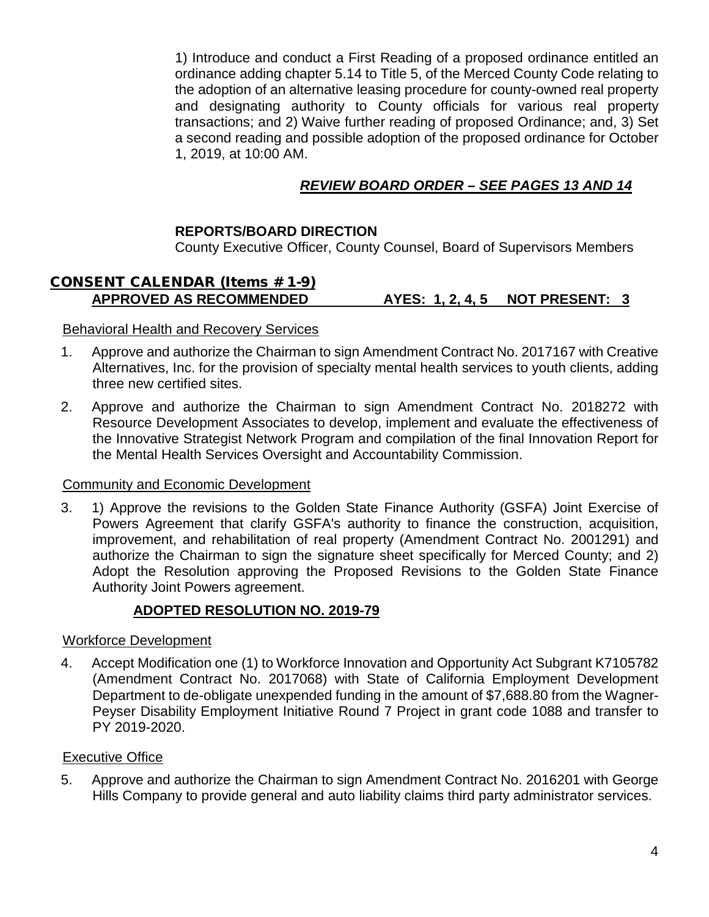1) Introduce and conduct a First Reading of a proposed ordinance entitled an ordinance adding chapter 5.14 to Title 5, of the Merced County Code relating to the adoption of an alternative leasing procedure for county-owned real property and designating authority to County officials for various real property transactions; and 2) Waive further reading of proposed Ordinance; and, 3) Set a second reading and possible adoption of the proposed ordinance for October 1, 2019, at 10:00 AM.

***REVIEW BOARD ORDER – SEE PAGES 13 AND 14***

**REPORTS/BOARD DIRECTION**
County Executive Officer, County Counsel, Board of Supervisors Members

## CONSENT CALENDAR (Items # 1-9)

**APPROVED AS RECOMMENDED AYES: 1, 2, 4, 5 NOT PRESENT: 3**

Behavioral Health and Recovery Services

1. Approve and authorize the Chairman to sign Amendment Contract No. 2017167 with Creative Alternatives, Inc. for the provision of specialty mental health services to youth clients, adding three new certified sites.
2. Approve and authorize the Chairman to sign Amendment Contract No. 2018272 with Resource Development Associates to develop, implement and evaluate the effectiveness of the Innovative Strategist Network Program and compilation of the final Innovation Report for the Mental Health Services Oversight and Accountability Commission.

Community and Economic Development

3. 1) Approve the revisions to the Golden State Finance Authority (GSFA) Joint Exercise of Powers Agreement that clarify GSFA's authority to finance the construction, acquisition, improvement, and rehabilitation of real property (Amendment Contract No. 2001291) and authorize the Chairman to sign the signature sheet specifically for Merced County; and 2) Adopt the Resolution approving the Proposed Revisions to the Golden State Finance Authority Joint Powers agreement.

   **ADOPTED RESOLUTION NO. 2019-79**

Workforce Development

4. Accept Modification one (1) to Workforce Innovation and Opportunity Act Subgrant K7105782 (Amendment Contract No. 2017068) with State of California Employment Development Department to de-obligate unexpended funding in the amount of $7,688.80 from the Wagner-Peyser Disability Employment Initiative Round 7 Project in grant code 1088 and transfer to PY 2019-2020.

Executive Office

5. Approve and authorize the Chairman to sign Amendment Contract No. 2016201 with George Hills Company to provide general and auto liability claims third party administrator services.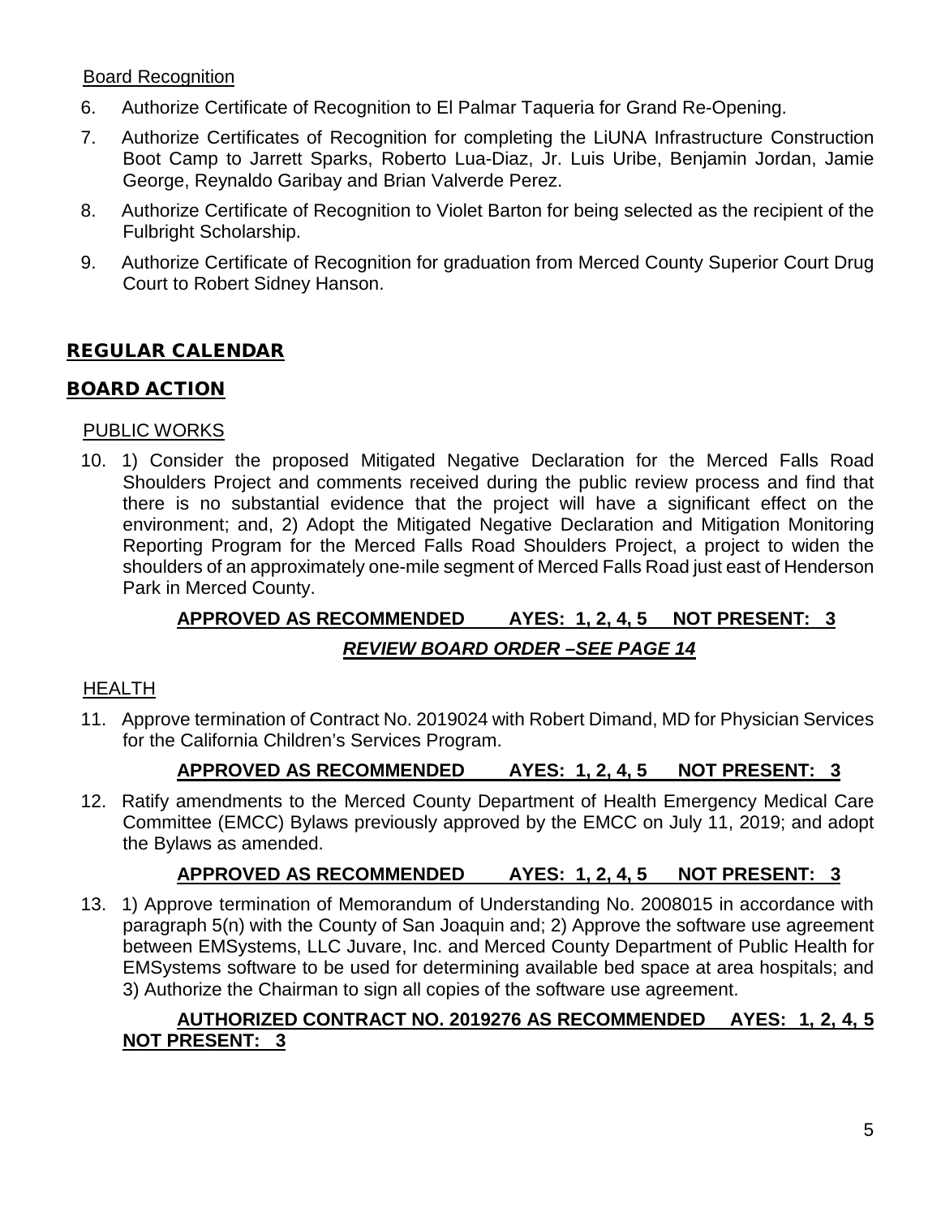Board Recognition

6. Authorize Certificate of Recognition to El Palmar Taqueria for Grand Re-Opening.
7. Authorize Certificates of Recognition for completing the LiUNA Infrastructure Construction Boot Camp to Jarrett Sparks, Roberto Lua-Diaz, Jr. Luis Uribe, Benjamin Jordan, Jamie George, Reynaldo Garibay and Brian Valverde Perez.
8. Authorize Certificate of Recognition to Violet Barton for being selected as the recipient of the Fulbright Scholarship.
9. Authorize Certificate of Recognition for graduation from Merced County Superior Court Drug Court to Robert Sidney Hanson.

## REGULAR CALENDAR

## BOARD ACTION

PUBLIC WORKS

10. 1) Consider the proposed Mitigated Negative Declaration for the Merced Falls Road Shoulders Project and comments received during the public review process and find that there is no substantial evidence that the project will have a significant effect on the environment; and, 2) Adopt the Mitigated Negative Declaration and Mitigation Monitoring Reporting Program for the Merced Falls Road Shoulders Project, a project to widen the shoulders of an approximately one-mile segment of Merced Falls Road just east of Henderson Park in Merced County.

**APPROVED AS RECOMMENDED AYES: 1, 2, 4, 5 NOT PRESENT: 3**

***REVIEW BOARD ORDER –SEE PAGE 14***

HEALTH

11. Approve termination of Contract No. 2019024 with Robert Dimand, MD for Physician Services for the California Children's Services Program.

**APPROVED AS RECOMMENDED AYES: 1, 2, 4, 5 NOT PRESENT: 3**

12. Ratify amendments to the Merced County Department of Health Emergency Medical Care Committee (EMCC) Bylaws previously approved by the EMCC on July 11, 2019; and adopt the Bylaws as amended.

**APPROVED AS RECOMMENDED AYES: 1, 2, 4, 5 NOT PRESENT: 3**

13. 1) Approve termination of Memorandum of Understanding No. 2008015 in accordance with paragraph 5(n) with the County of San Joaquin and; 2) Approve the software use agreement between EMSystems, LLC Juvare, Inc. and Merced County Department of Public Health for EMSystems software to be used for determining available bed space at area hospitals; and 3) Authorize the Chairman to sign all copies of the software use agreement.

**AUTHORIZED CONTRACT NO. 2019276 AS RECOMMENDED AYES: 1, 2, 4, 5 NOT PRESENT: 3**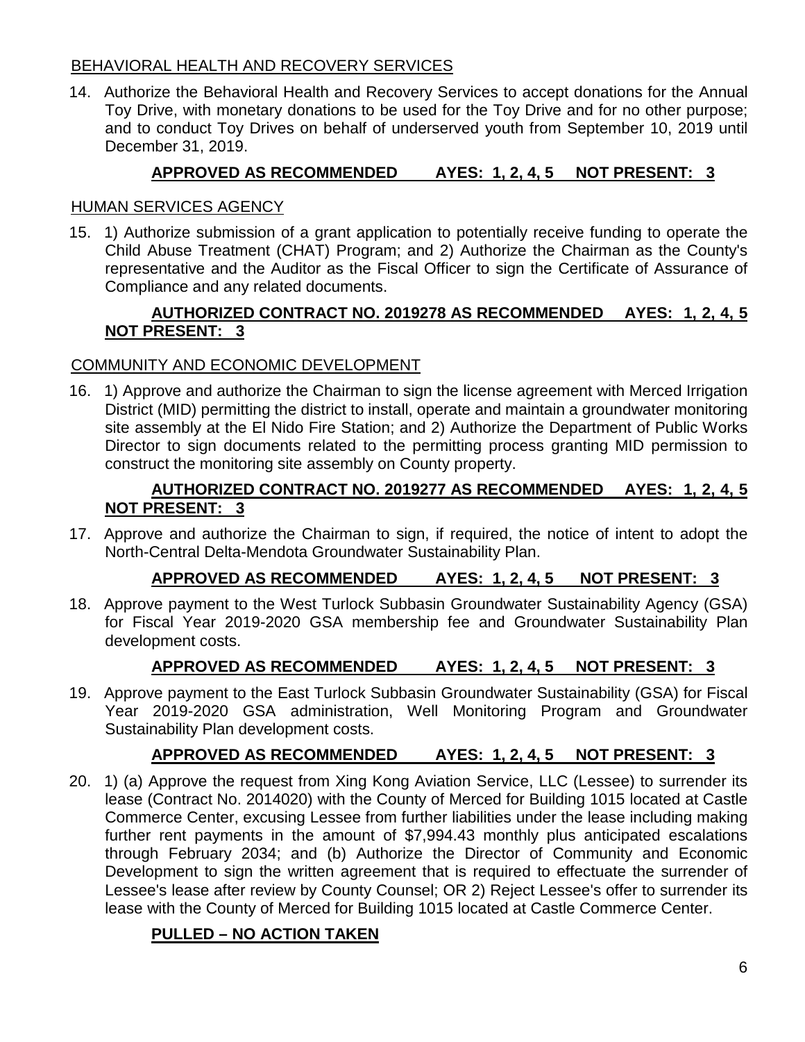BEHAVIORAL HEALTH AND RECOVERY SERVICES

14. Authorize the Behavioral Health and Recovery Services to accept donations for the Annual Toy Drive, with monetary donations to be used for the Toy Drive and for no other purpose; and to conduct Toy Drives on behalf of underserved youth from September 10, 2019 until December 31, 2019.

**APPROVED AS RECOMMENDED AYES: 1, 2, 4, 5 NOT PRESENT: 3**

HUMAN SERVICES AGENCY

15. 1) Authorize submission of a grant application to potentially receive funding to operate the Child Abuse Treatment (CHAT) Program; and 2) Authorize the Chairman as the County's representative and the Auditor as the Fiscal Officer to sign the Certificate of Assurance of Compliance and any related documents.

**AUTHORIZED CONTRACT NO. 2019278 AS RECOMMENDED AYES: 1, 2, 4, 5 NOT PRESENT: 3**

COMMUNITY AND ECONOMIC DEVELOPMENT

16. 1) Approve and authorize the Chairman to sign the license agreement with Merced Irrigation District (MID) permitting the district to install, operate and maintain a groundwater monitoring site assembly at the El Nido Fire Station; and 2) Authorize the Department of Public Works Director to sign documents related to the permitting process granting MID permission to construct the monitoring site assembly on County property.

**AUTHORIZED CONTRACT NO. 2019277 AS RECOMMENDED AYES: 1, 2, 4, 5 NOT PRESENT: 3**

17. Approve and authorize the Chairman to sign, if required, the notice of intent to adopt the North-Central Delta-Mendota Groundwater Sustainability Plan.

**APPROVED AS RECOMMENDED AYES: 1, 2, 4, 5 NOT PRESENT: 3**

18. Approve payment to the West Turlock Subbasin Groundwater Sustainability Agency (GSA) for Fiscal Year 2019-2020 GSA membership fee and Groundwater Sustainability Plan development costs.

**APPROVED AS RECOMMENDED AYES: 1, 2, 4, 5 NOT PRESENT: 3**

19. Approve payment to the East Turlock Subbasin Groundwater Sustainability (GSA) for Fiscal Year 2019-2020 GSA administration, Well Monitoring Program and Groundwater Sustainability Plan development costs.

**APPROVED AS RECOMMENDED AYES: 1, 2, 4, 5 NOT PRESENT: 3**

20. 1) (a) Approve the request from Xing Kong Aviation Service, LLC (Lessee) to surrender its lease (Contract No. 2014020) with the County of Merced for Building 1015 located at Castle Commerce Center, excusing Lessee from further liabilities under the lease including making further rent payments in the amount of $7,994.43 monthly plus anticipated escalations through February 2034; and (b) Authorize the Director of Community and Economic Development to sign the written agreement that is required to effectuate the surrender of Lessee's lease after review by County Counsel; OR 2) Reject Lessee's offer to surrender its lease with the County of Merced for Building 1015 located at Castle Commerce Center.

**PULLED – NO ACTION TAKEN**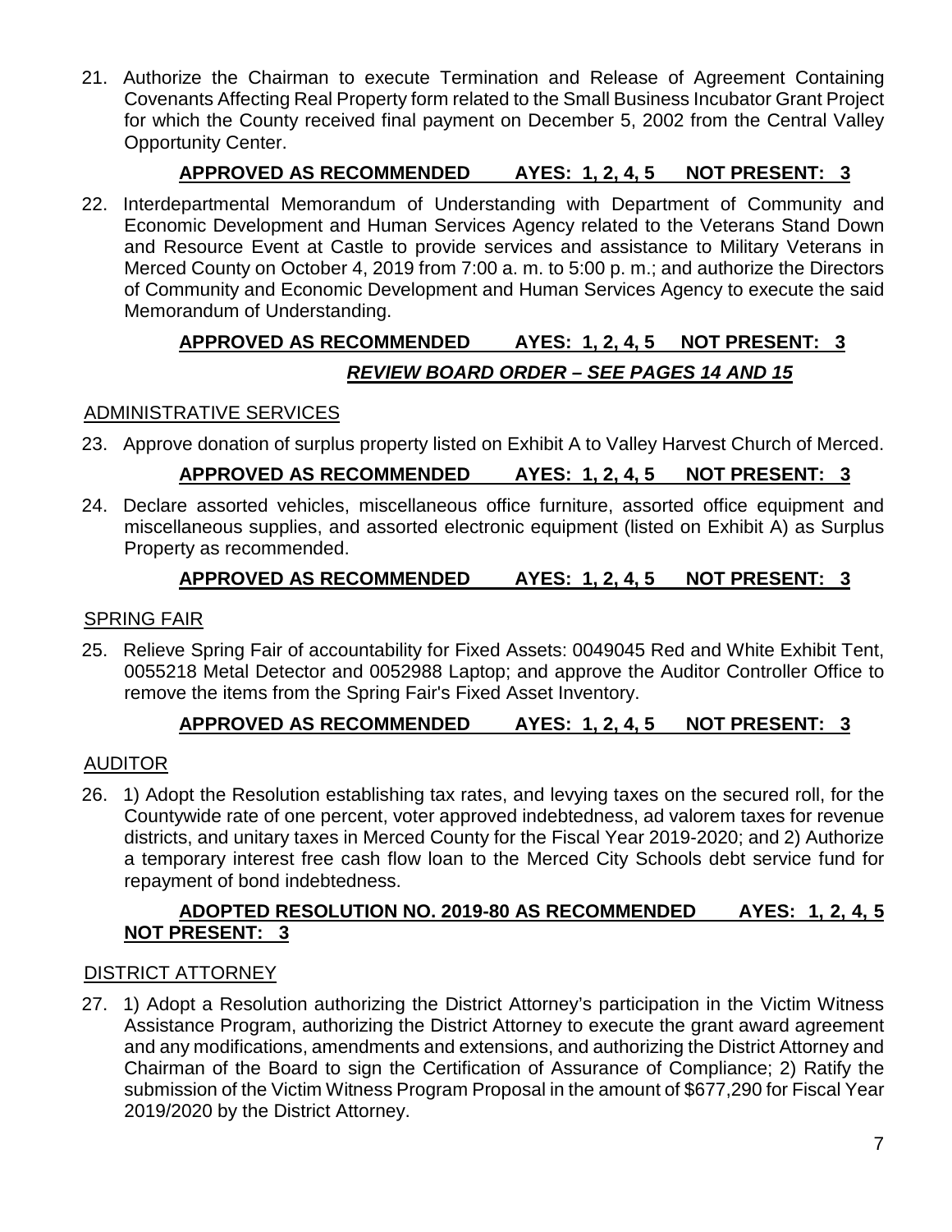21. Authorize the Chairman to execute Termination and Release of Agreement Containing Covenants Affecting Real Property form related to the Small Business Incubator Grant Project for which the County received final payment on December 5, 2002 from the Central Valley Opportunity Center.

    **APPROVED AS RECOMMENDED AYES: 1, 2, 4, 5 NOT PRESENT: 3**

22. Interdepartmental Memorandum of Understanding with Department of Community and Economic Development and Human Services Agency related to the Veterans Stand Down and Resource Event at Castle to provide services and assistance to Military Veterans in Merced County on October 4, 2019 from 7:00 a. m. to 5:00 p. m.; and authorize the Directors of Community and Economic Development and Human Services Agency to execute the said Memorandum of Understanding.

    **APPROVED AS RECOMMENDED AYES: 1, 2, 4, 5 NOT PRESENT: 3**

    ***REVIEW BOARD ORDER – SEE PAGES 14 AND 15***

ADMINISTRATIVE SERVICES

23. Approve donation of surplus property listed on Exhibit A to Valley Harvest Church of Merced.

    **APPROVED AS RECOMMENDED AYES: 1, 2, 4, 5 NOT PRESENT: 3**

24. Declare assorted vehicles, miscellaneous office furniture, assorted office equipment and miscellaneous supplies, and assorted electronic equipment (listed on Exhibit A) as Surplus Property as recommended.

    **APPROVED AS RECOMMENDED AYES: 1, 2, 4, 5 NOT PRESENT: 3**

SPRING FAIR

25. Relieve Spring Fair of accountability for Fixed Assets: 0049045 Red and White Exhibit Tent, 0055218 Metal Detector and 0052988 Laptop; and approve the Auditor Controller Office to remove the items from the Spring Fair's Fixed Asset Inventory.

    **APPROVED AS RECOMMENDED AYES: 1, 2, 4, 5 NOT PRESENT: 3**

AUDITOR

26. 1) Adopt the Resolution establishing tax rates, and levying taxes on the secured roll, for the Countywide rate of one percent, voter approved indebtedness, ad valorem taxes for revenue districts, and unitary taxes in Merced County for the Fiscal Year 2019-2020; and 2) Authorize a temporary interest free cash flow loan to the Merced City Schools debt service fund for repayment of bond indebtedness.

    **ADOPTED RESOLUTION NO. 2019-80 AS RECOMMENDED AYES: 1, 2, 4, 5 NOT PRESENT: 3**

DISTRICT ATTORNEY

27. 1) Adopt a Resolution authorizing the District Attorney's participation in the Victim Witness Assistance Program, authorizing the District Attorney to execute the grant award agreement and any modifications, amendments and extensions, and authorizing the District Attorney and Chairman of the Board to sign the Certification of Assurance of Compliance; 2) Ratify the submission of the Victim Witness Program Proposal in the amount of $677,290 for Fiscal Year 2019/2020 by the District Attorney.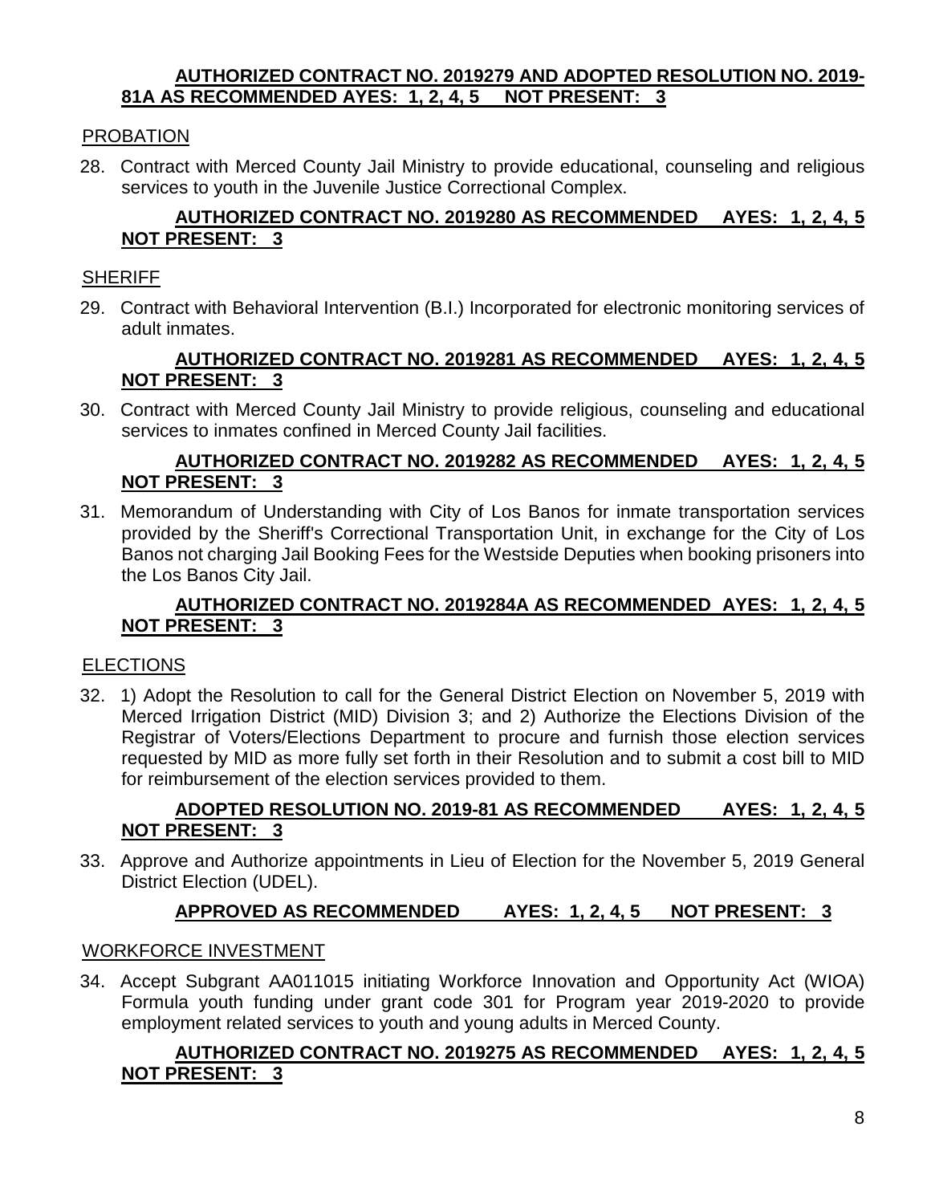**AUTHORIZED CONTRACT NO. 2019279 AND ADOPTED RESOLUTION NO. 2019-81A AS RECOMMENDED AYES: 1, 2, 4, 5 NOT PRESENT: 3**

PROBATION

28. Contract with Merced County Jail Ministry to provide educational, counseling and religious services to youth in the Juvenile Justice Correctional Complex.

    **AUTHORIZED CONTRACT NO. 2019280 AS RECOMMENDED AYES: 1, 2, 4, 5 NOT PRESENT: 3**

SHERIFF

29. Contract with Behavioral Intervention (B.I.) Incorporated for electronic monitoring services of adult inmates.

    **AUTHORIZED CONTRACT NO. 2019281 AS RECOMMENDED AYES: 1, 2, 4, 5 NOT PRESENT: 3**

30. Contract with Merced County Jail Ministry to provide religious, counseling and educational services to inmates confined in Merced County Jail facilities.

    **AUTHORIZED CONTRACT NO. 2019282 AS RECOMMENDED AYES: 1, 2, 4, 5 NOT PRESENT: 3**

31. Memorandum of Understanding with City of Los Banos for inmate transportation services provided by the Sheriff's Correctional Transportation Unit, in exchange for the City of Los Banos not charging Jail Booking Fees for the Westside Deputies when booking prisoners into the Los Banos City Jail.

    **AUTHORIZED CONTRACT NO. 2019284A AS RECOMMENDED AYES: 1, 2, 4, 5 NOT PRESENT: 3**

ELECTIONS

32. 1) Adopt the Resolution to call for the General District Election on November 5, 2019 with Merced Irrigation District (MID) Division 3; and 2) Authorize the Elections Division of the Registrar of Voters/Elections Department to procure and furnish those election services requested by MID as more fully set forth in their Resolution and to submit a cost bill to MID for reimbursement of the election services provided to them.

    **ADOPTED RESOLUTION NO. 2019-81 AS RECOMMENDED AYES: 1, 2, 4, 5 NOT PRESENT: 3**

33. Approve and Authorize appointments in Lieu of Election for the November 5, 2019 General District Election (UDEL).

    **APPROVED AS RECOMMENDED AYES: 1, 2, 4, 5 NOT PRESENT: 3**

WORKFORCE INVESTMENT

34. Accept Subgrant AA011015 initiating Workforce Innovation and Opportunity Act (WIOA) Formula youth funding under grant code 301 for Program year 2019-2020 to provide employment related services to youth and young adults in Merced County.

    **AUTHORIZED CONTRACT NO. 2019275 AS RECOMMENDED AYES: 1, 2, 4, 5 NOT PRESENT: 3**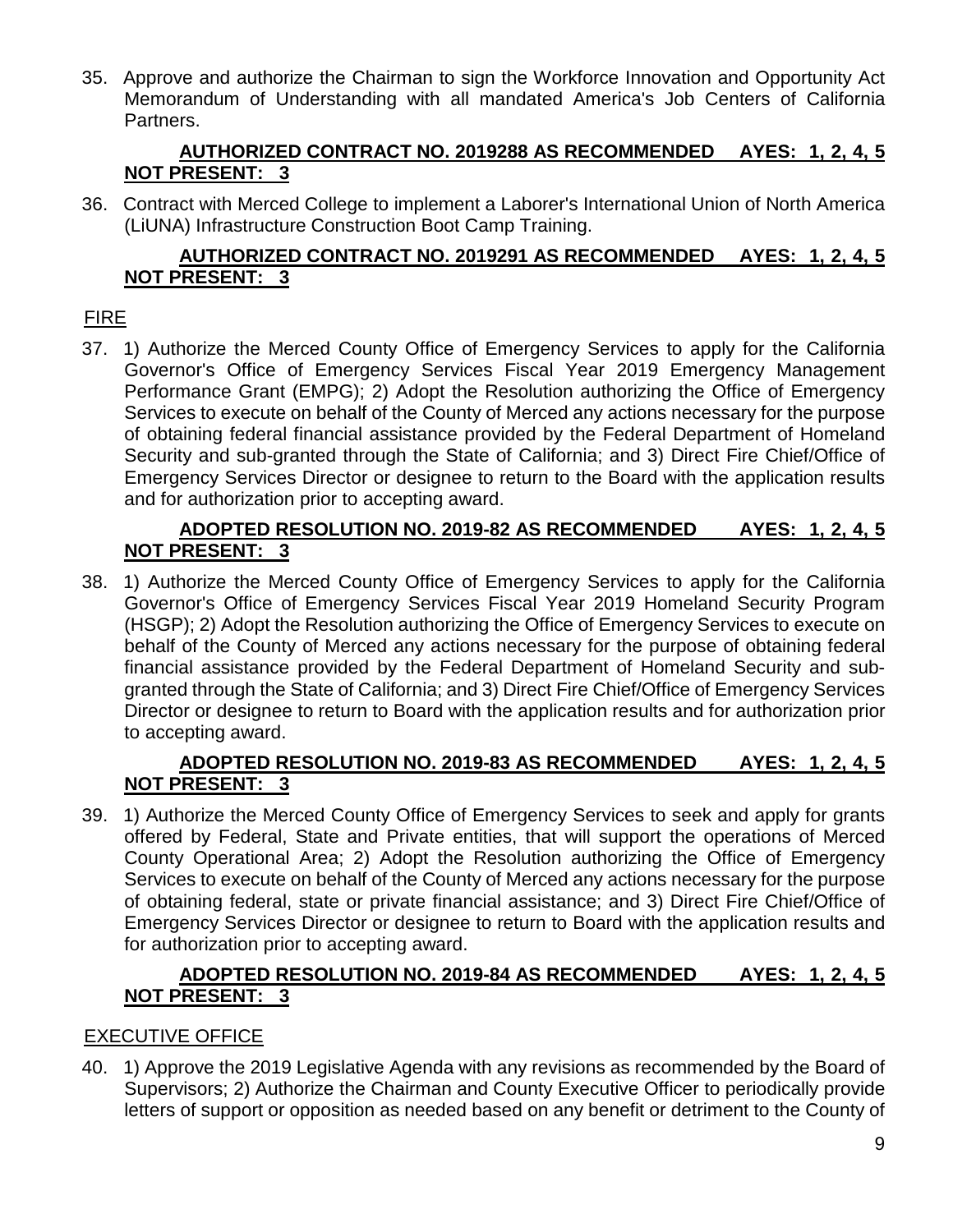35. Approve and authorize the Chairman to sign the Workforce Innovation and Opportunity Act Memorandum of Understanding with all mandated America's Job Centers of California Partners.

    **AUTHORIZED CONTRACT NO. 2019288 AS RECOMMENDED AYES: 1, 2, 4, 5 NOT PRESENT: 3**

36. Contract with Merced College to implement a Laborer's International Union of North America (LiUNA) Infrastructure Construction Boot Camp Training.

    **AUTHORIZED CONTRACT NO. 2019291 AS RECOMMENDED AYES: 1, 2, 4, 5 NOT PRESENT: 3**

## FIRE

37. 1) Authorize the Merced County Office of Emergency Services to apply for the California Governor's Office of Emergency Services Fiscal Year 2019 Emergency Management Performance Grant (EMPG); 2) Adopt the Resolution authorizing the Office of Emergency Services to execute on behalf of the County of Merced any actions necessary for the purpose of obtaining federal financial assistance provided by the Federal Department of Homeland Security and sub-granted through the State of California; and 3) Direct Fire Chief/Office of Emergency Services Director or designee to return to the Board with the application results and for authorization prior to accepting award.

    **ADOPTED RESOLUTION NO. 2019-82 AS RECOMMENDED AYES: 1, 2, 4, 5 NOT PRESENT: 3**

38. 1) Authorize the Merced County Office of Emergency Services to apply for the California Governor's Office of Emergency Services Fiscal Year 2019 Homeland Security Program (HSGP); 2) Adopt the Resolution authorizing the Office of Emergency Services to execute on behalf of the County of Merced any actions necessary for the purpose of obtaining federal financial assistance provided by the Federal Department of Homeland Security and sub-granted through the State of California; and 3) Direct Fire Chief/Office of Emergency Services Director or designee to return to Board with the application results and for authorization prior to accepting award.

    **ADOPTED RESOLUTION NO. 2019-83 AS RECOMMENDED AYES: 1, 2, 4, 5 NOT PRESENT: 3**

39. 1) Authorize the Merced County Office of Emergency Services to seek and apply for grants offered by Federal, State and Private entities, that will support the operations of Merced County Operational Area; 2) Adopt the Resolution authorizing the Office of Emergency Services to execute on behalf of the County of Merced any actions necessary for the purpose of obtaining federal, state or private financial assistance; and 3) Direct Fire Chief/Office of Emergency Services Director or designee to return to Board with the application results and for authorization prior to accepting award.

    **ADOPTED RESOLUTION NO. 2019-84 AS RECOMMENDED AYES: 1, 2, 4, 5 NOT PRESENT: 3**

## EXECUTIVE OFFICE

40. 1) Approve the 2019 Legislative Agenda with any revisions as recommended by the Board of Supervisors; 2) Authorize the Chairman and County Executive Officer to periodically provide letters of support or opposition as needed based on any benefit or detriment to the County of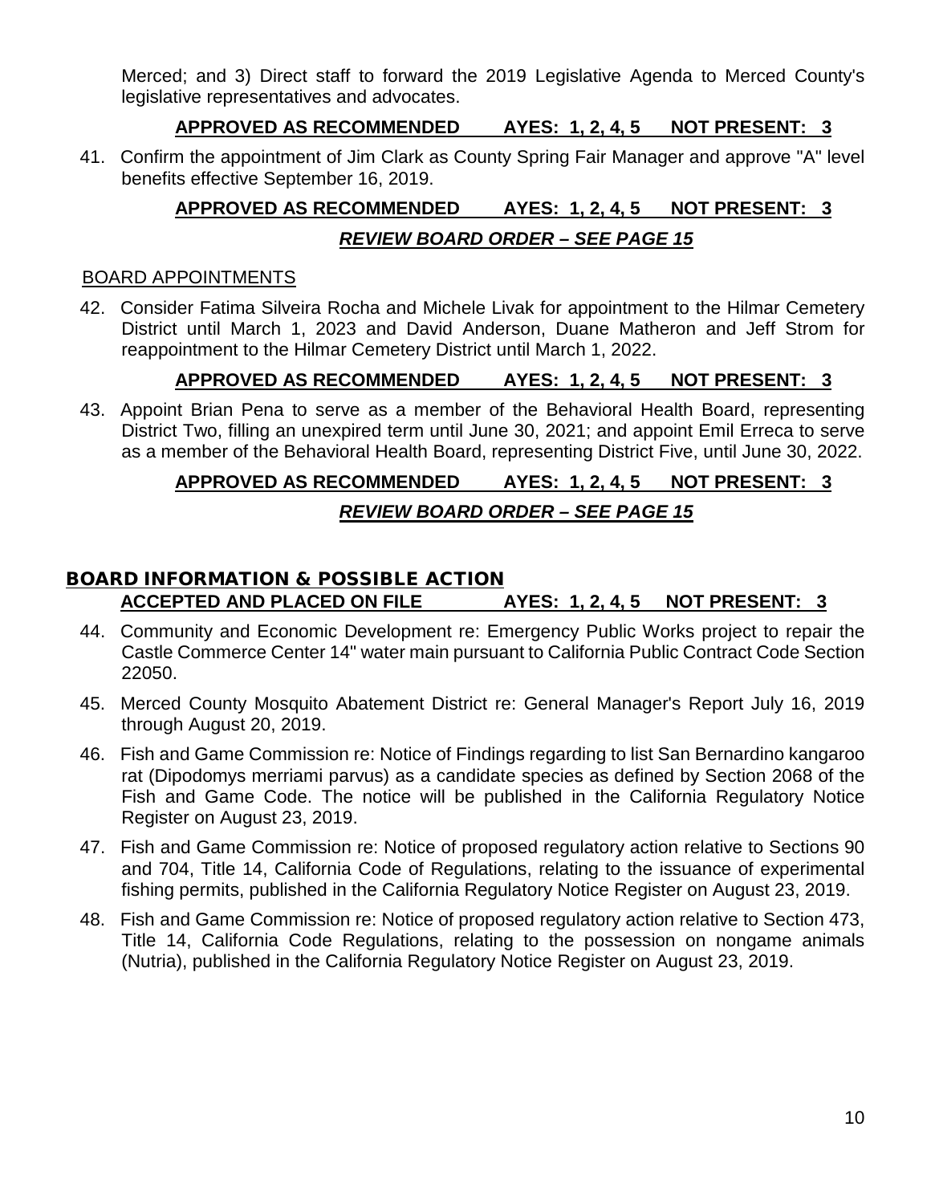Merced; and 3) Direct staff to forward the 2019 Legislative Agenda to Merced County's legislative representatives and advocates.

**APPROVED AS RECOMMENDED AYES: 1, 2, 4, 5 NOT PRESENT: 3**

41. Confirm the appointment of Jim Clark as County Spring Fair Manager and approve "A" level benefits effective September 16, 2019.

**APPROVED AS RECOMMENDED AYES: 1, 2, 4, 5 NOT PRESENT: 3**

***REVIEW BOARD ORDER – SEE PAGE 15***

BOARD APPOINTMENTS

42. Consider Fatima Silveira Rocha and Michele Livak for appointment to the Hilmar Cemetery District until March 1, 2023 and David Anderson, Duane Matheron and Jeff Strom for reappointment to the Hilmar Cemetery District until March 1, 2022.

**APPROVED AS RECOMMENDED AYES: 1, 2, 4, 5 NOT PRESENT: 3**

43. Appoint Brian Pena to serve as a member of the Behavioral Health Board, representing District Two, filling an unexpired term until June 30, 2021; and appoint Emil Erreca to serve as a member of the Behavioral Health Board, representing District Five, until June 30, 2022.

**APPROVED AS RECOMMENDED AYES: 1, 2, 4, 5 NOT PRESENT: 3**

***REVIEW BOARD ORDER – SEE PAGE 15***

## BOARD INFORMATION & POSSIBLE ACTION

**ACCEPTED AND PLACED ON FILE AYES: 1, 2, 4, 5 NOT PRESENT: 3**

44. Community and Economic Development re: Emergency Public Works project to repair the Castle Commerce Center 14" water main pursuant to California Public Contract Code Section 22050.

45. Merced County Mosquito Abatement District re: General Manager's Report July 16, 2019 through August 20, 2019.

46. Fish and Game Commission re: Notice of Findings regarding to list San Bernardino kangaroo rat (Dipodomys merriami parvus) as a candidate species as defined by Section 2068 of the Fish and Game Code. The notice will be published in the California Regulatory Notice Register on August 23, 2019.

47. Fish and Game Commission re: Notice of proposed regulatory action relative to Sections 90 and 704, Title 14, California Code of Regulations, relating to the issuance of experimental fishing permits, published in the California Regulatory Notice Register on August 23, 2019.

48. Fish and Game Commission re: Notice of proposed regulatory action relative to Section 473, Title 14, California Code Regulations, relating to the possession on nongame animals (Nutria), published in the California Regulatory Notice Register on August 23, 2019.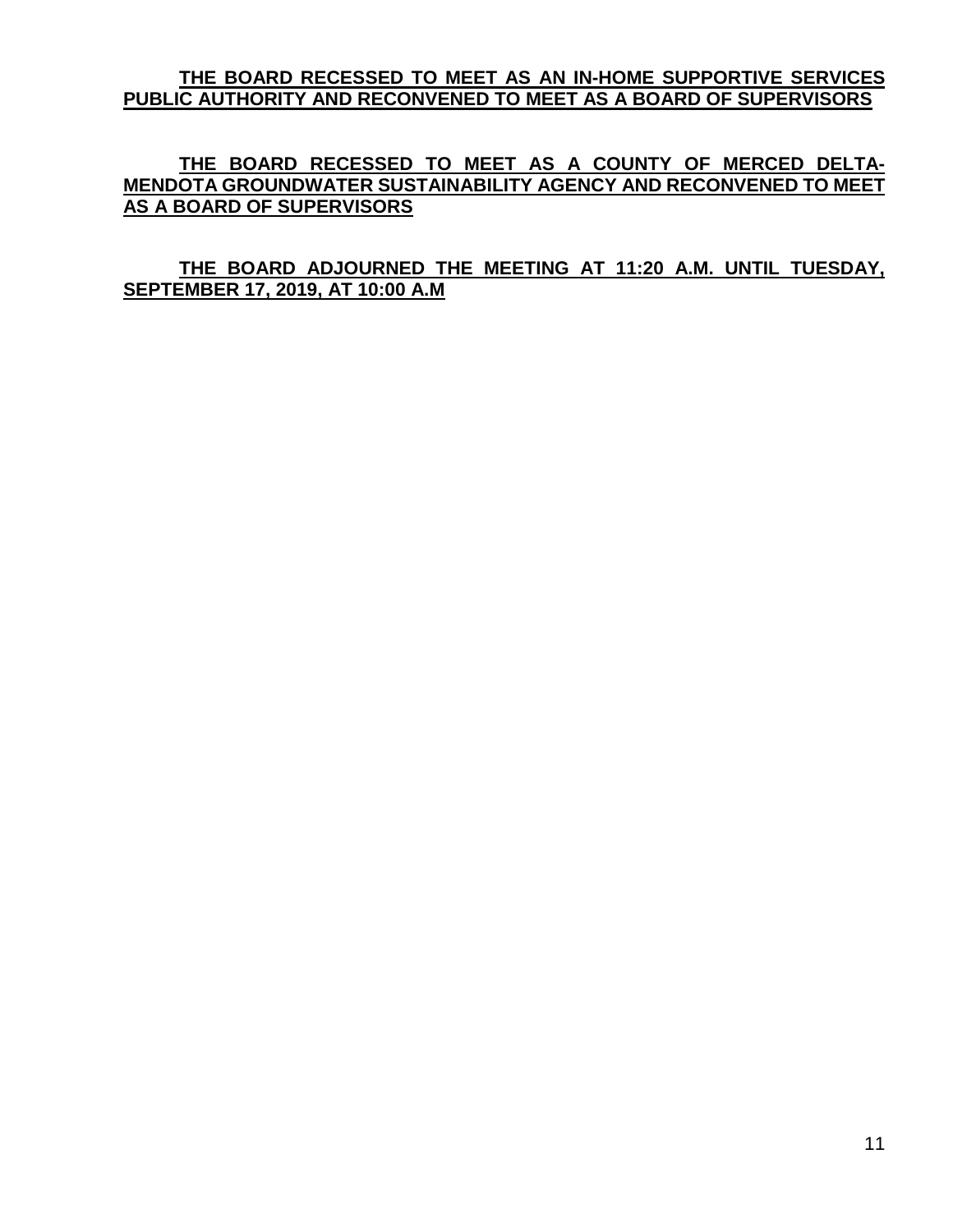**THE BOARD RECESSED TO MEET AS AN IN-HOME SUPPORTIVE SERVICES PUBLIC AUTHORITY AND RECONVENED TO MEET AS A BOARD OF SUPERVISORS**

**THE BOARD RECESSED TO MEET AS A COUNTY OF MERCED DELTA-MENDOTA GROUNDWATER SUSTAINABILITY AGENCY AND RECONVENED TO MEET AS A BOARD OF SUPERVISORS**

**THE BOARD ADJOURNED THE MEETING AT 11:20 A.M. UNTIL TUESDAY, SEPTEMBER 17, 2019, AT 10:00 A.M**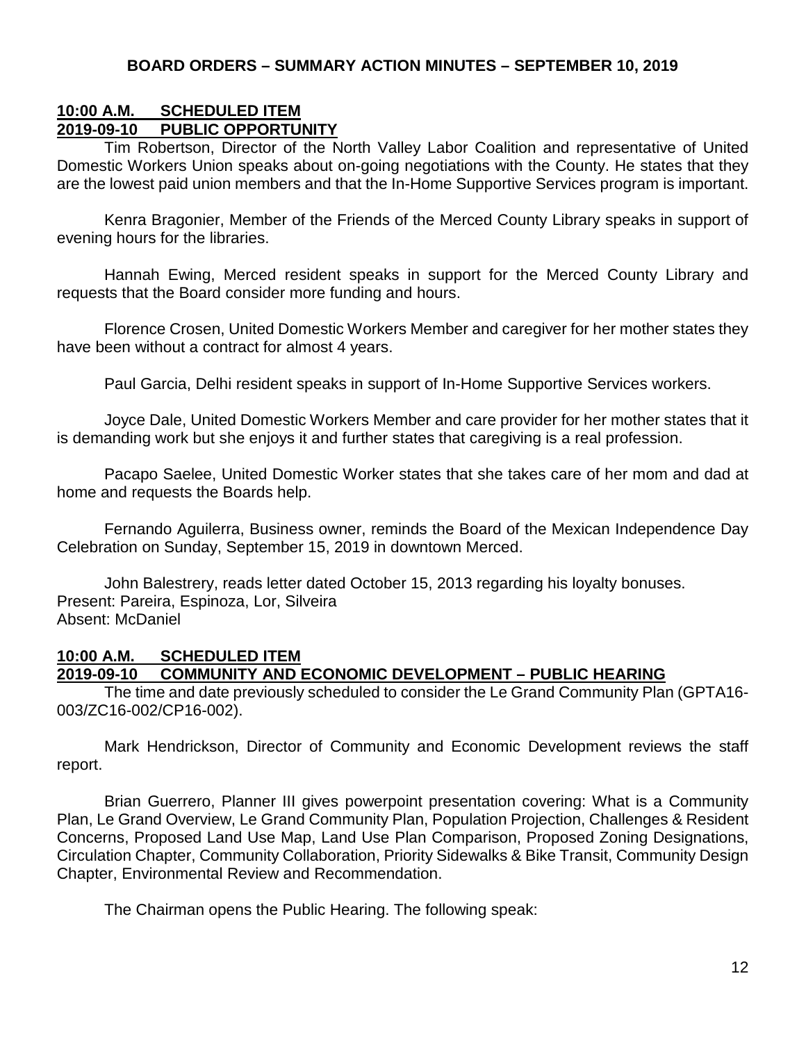**BOARD ORDERS – SUMMARY ACTION MINUTES – SEPTEMBER 10, 2019**

**10:00 A.M. SCHEDULED ITEM**
**2019-09-10 PUBLIC OPPORTUNITY**

Tim Robertson, Director of the North Valley Labor Coalition and representative of United Domestic Workers Union speaks about on-going negotiations with the County. He states that they are the lowest paid union members and that the In-Home Supportive Services program is important.

Kenra Bragonier, Member of the Friends of the Merced County Library speaks in support of evening hours for the libraries.

Hannah Ewing, Merced resident speaks in support for the Merced County Library and requests that the Board consider more funding and hours.

Florence Crosen, United Domestic Workers Member and caregiver for her mother states they have been without a contract for almost 4 years.

Paul Garcia, Delhi resident speaks in support of In-Home Supportive Services workers.

Joyce Dale, United Domestic Workers Member and care provider for her mother states that it is demanding work but she enjoys it and further states that caregiving is a real profession.

Pacapo Saelee, United Domestic Worker states that she takes care of her mom and dad at home and requests the Boards help.

Fernando Aguilerra, Business owner, reminds the Board of the Mexican Independence Day Celebration on Sunday, September 15, 2019 in downtown Merced.

John Balestrery, reads letter dated October 15, 2013 regarding his loyalty bonuses.
Present: Pareira, Espinoza, Lor, Silveira
Absent: McDaniel

**10:00 A.M. SCHEDULED ITEM**
**2019-09-10 COMMUNITY AND ECONOMIC DEVELOPMENT – PUBLIC HEARING**

The time and date previously scheduled to consider the Le Grand Community Plan (GPTA16-003/ZC16-002/CP16-002).

Mark Hendrickson, Director of Community and Economic Development reviews the staff report.

Brian Guerrero, Planner III gives powerpoint presentation covering: What is a Community Plan, Le Grand Overview, Le Grand Community Plan, Population Projection, Challenges & Resident Concerns, Proposed Land Use Map, Land Use Plan Comparison, Proposed Zoning Designations, Circulation Chapter, Community Collaboration, Priority Sidewalks & Bike Transit, Community Design Chapter, Environmental Review and Recommendation.

The Chairman opens the Public Hearing. The following speak: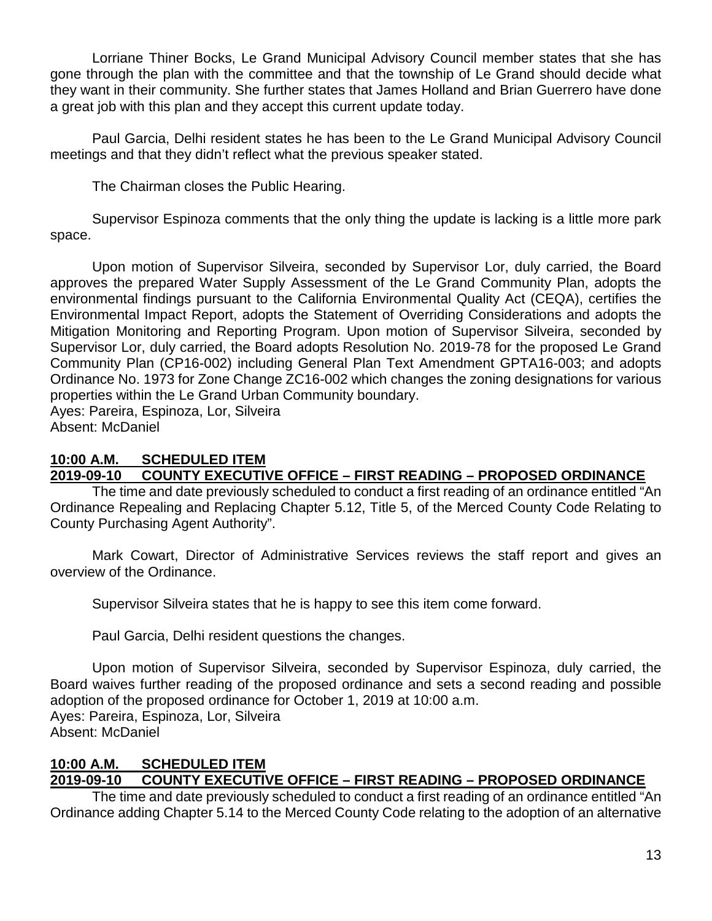Lorriane Thiner Bocks, Le Grand Municipal Advisory Council member states that she has gone through the plan with the committee and that the township of Le Grand should decide what they want in their community. She further states that James Holland and Brian Guerrero have done a great job with this plan and they accept this current update today.

Paul Garcia, Delhi resident states he has been to the Le Grand Municipal Advisory Council meetings and that they didn't reflect what the previous speaker stated.

The Chairman closes the Public Hearing.

Supervisor Espinoza comments that the only thing the update is lacking is a little more park space.

Upon motion of Supervisor Silveira, seconded by Supervisor Lor, duly carried, the Board approves the prepared Water Supply Assessment of the Le Grand Community Plan, adopts the environmental findings pursuant to the California Environmental Quality Act (CEQA), certifies the Environmental Impact Report, adopts the Statement of Overriding Considerations and adopts the Mitigation Monitoring and Reporting Program. Upon motion of Supervisor Silveira, seconded by Supervisor Lor, duly carried, the Board adopts Resolution No. 2019-78 for the proposed Le Grand Community Plan (CP16-002) including General Plan Text Amendment GPTA16-003; and adopts Ordinance No. 1973 for Zone Change ZC16-002 which changes the zoning designations for various properties within the Le Grand Urban Community boundary.
Ayes: Pareira, Espinoza, Lor, Silveira
Absent: McDaniel

**10:00 A.M. SCHEDULED ITEM**
**2019-09-10 COUNTY EXECUTIVE OFFICE – FIRST READING – PROPOSED ORDINANCE**

The time and date previously scheduled to conduct a first reading of an ordinance entitled "An Ordinance Repealing and Replacing Chapter 5.12, Title 5, of the Merced County Code Relating to County Purchasing Agent Authority".

Mark Cowart, Director of Administrative Services reviews the staff report and gives an overview of the Ordinance.

Supervisor Silveira states that he is happy to see this item come forward.

Paul Garcia, Delhi resident questions the changes.

Upon motion of Supervisor Silveira, seconded by Supervisor Espinoza, duly carried, the Board waives further reading of the proposed ordinance and sets a second reading and possible adoption of the proposed ordinance for October 1, 2019 at 10:00 a.m.
Ayes: Pareira, Espinoza, Lor, Silveira
Absent: McDaniel

**10:00 A.M. SCHEDULED ITEM**
**2019-09-10 COUNTY EXECUTIVE OFFICE – FIRST READING – PROPOSED ORDINANCE**

The time and date previously scheduled to conduct a first reading of an ordinance entitled "An Ordinance adding Chapter 5.14 to the Merced County Code relating to the adoption of an alternative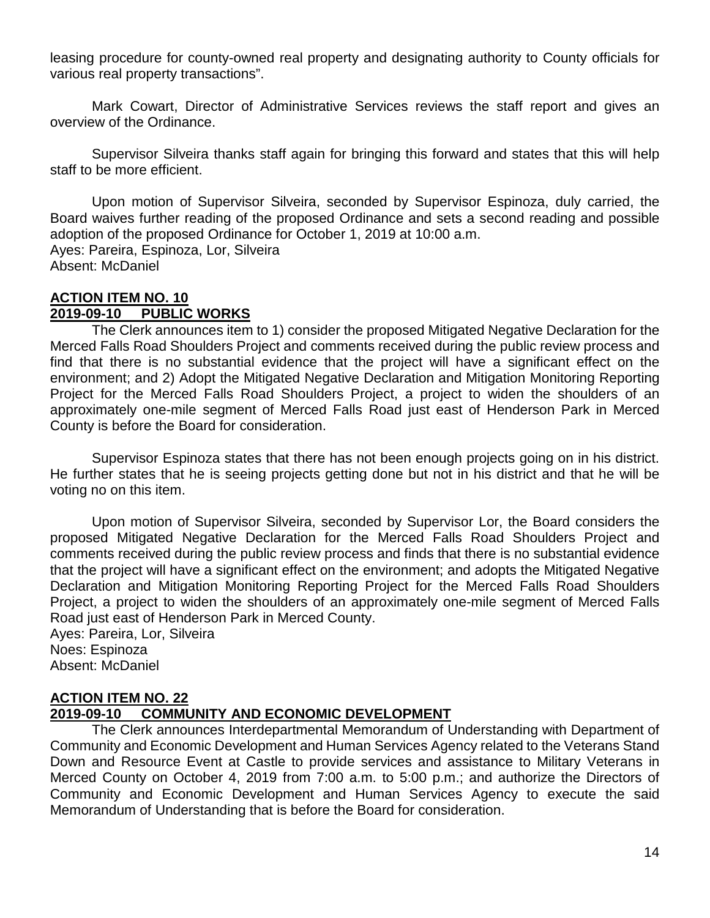leasing procedure for county-owned real property and designating authority to County officials for various real property transactions".

Mark Cowart, Director of Administrative Services reviews the staff report and gives an overview of the Ordinance.

Supervisor Silveira thanks staff again for bringing this forward and states that this will help staff to be more efficient.

Upon motion of Supervisor Silveira, seconded by Supervisor Espinoza, duly carried, the Board waives further reading of the proposed Ordinance and sets a second reading and possible adoption of the proposed Ordinance for October 1, 2019 at 10:00 a.m.
Ayes: Pareira, Espinoza, Lor, Silveira
Absent: McDaniel

**ACTION ITEM NO. 10**
**2019-09-10 PUBLIC WORKS**

The Clerk announces item to 1) consider the proposed Mitigated Negative Declaration for the Merced Falls Road Shoulders Project and comments received during the public review process and find that there is no substantial evidence that the project will have a significant effect on the environment; and 2) Adopt the Mitigated Negative Declaration and Mitigation Monitoring Reporting Project for the Merced Falls Road Shoulders Project, a project to widen the shoulders of an approximately one-mile segment of Merced Falls Road just east of Henderson Park in Merced County is before the Board for consideration.

Supervisor Espinoza states that there has not been enough projects going on in his district. He further states that he is seeing projects getting done but not in his district and that he will be voting no on this item.

Upon motion of Supervisor Silveira, seconded by Supervisor Lor, the Board considers the proposed Mitigated Negative Declaration for the Merced Falls Road Shoulders Project and comments received during the public review process and finds that there is no substantial evidence that the project will have a significant effect on the environment; and adopts the Mitigated Negative Declaration and Mitigation Monitoring Reporting Project for the Merced Falls Road Shoulders Project, a project to widen the shoulders of an approximately one-mile segment of Merced Falls Road just east of Henderson Park in Merced County.
Ayes: Pareira, Lor, Silveira
Noes: Espinoza
Absent: McDaniel

**ACTION ITEM NO. 22**
**2019-09-10 COMMUNITY AND ECONOMIC DEVELOPMENT**

The Clerk announces Interdepartmental Memorandum of Understanding with Department of Community and Economic Development and Human Services Agency related to the Veterans Stand Down and Resource Event at Castle to provide services and assistance to Military Veterans in Merced County on October 4, 2019 from 7:00 a.m. to 5:00 p.m.; and authorize the Directors of Community and Economic Development and Human Services Agency to execute the said Memorandum of Understanding that is before the Board for consideration.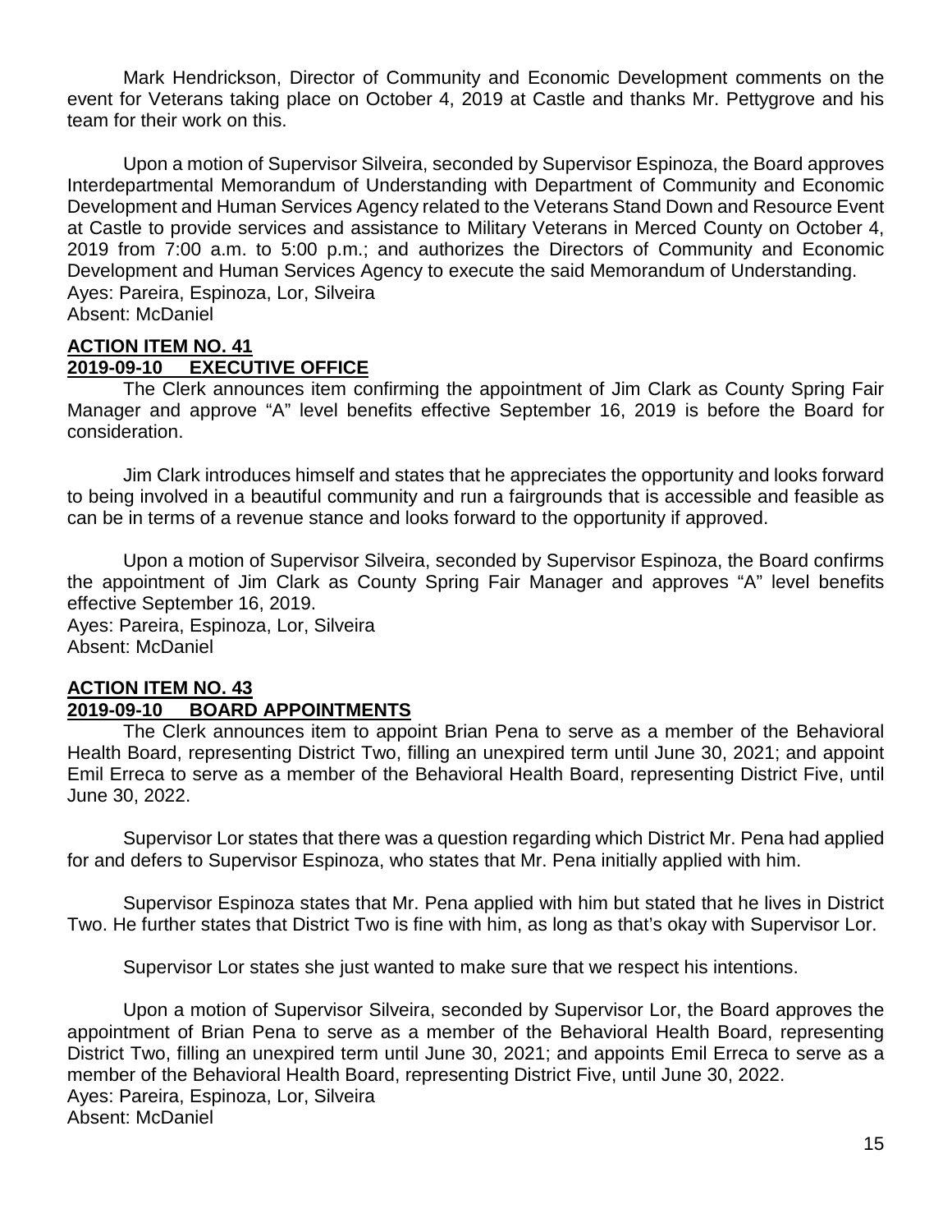Mark Hendrickson, Director of Community and Economic Development comments on the event for Veterans taking place on October 4, 2019 at Castle and thanks Mr. Pettygrove and his team for their work on this.

Upon a motion of Supervisor Silveira, seconded by Supervisor Espinoza, the Board approves Interdepartmental Memorandum of Understanding with Department of Community and Economic Development and Human Services Agency related to the Veterans Stand Down and Resource Event at Castle to provide services and assistance to Military Veterans in Merced County on October 4, 2019 from 7:00 a.m. to 5:00 p.m.; and authorizes the Directors of Community and Economic Development and Human Services Agency to execute the said Memorandum of Understanding.
Ayes: Pareira, Espinoza, Lor, Silveira
Absent: McDaniel

**ACTION ITEM NO. 41**
**2019-09-10 EXECUTIVE OFFICE**

The Clerk announces item confirming the appointment of Jim Clark as County Spring Fair Manager and approve "A" level benefits effective September 16, 2019 is before the Board for consideration.

Jim Clark introduces himself and states that he appreciates the opportunity and looks forward to being involved in a beautiful community and run a fairgrounds that is accessible and feasible as can be in terms of a revenue stance and looks forward to the opportunity if approved.

Upon a motion of Supervisor Silveira, seconded by Supervisor Espinoza, the Board confirms the appointment of Jim Clark as County Spring Fair Manager and approves "A" level benefits effective September 16, 2019.
Ayes: Pareira, Espinoza, Lor, Silveira
Absent: McDaniel

**ACTION ITEM NO. 43**
**2019-09-10 BOARD APPOINTMENTS**

The Clerk announces item to appoint Brian Pena to serve as a member of the Behavioral Health Board, representing District Two, filling an unexpired term until June 30, 2021; and appoint Emil Erreca to serve as a member of the Behavioral Health Board, representing District Five, until June 30, 2022.

Supervisor Lor states that there was a question regarding which District Mr. Pena had applied for and defers to Supervisor Espinoza, who states that Mr. Pena initially applied with him.

Supervisor Espinoza states that Mr. Pena applied with him but stated that he lives in District Two. He further states that District Two is fine with him, as long as that's okay with Supervisor Lor.

Supervisor Lor states she just wanted to make sure that we respect his intentions.

Upon a motion of Supervisor Silveira, seconded by Supervisor Lor, the Board approves the appointment of Brian Pena to serve as a member of the Behavioral Health Board, representing District Two, filling an unexpired term until June 30, 2021; and appoints Emil Erreca to serve as a member of the Behavioral Health Board, representing District Five, until June 30, 2022.
Ayes: Pareira, Espinoza, Lor, Silveira
Absent: McDaniel